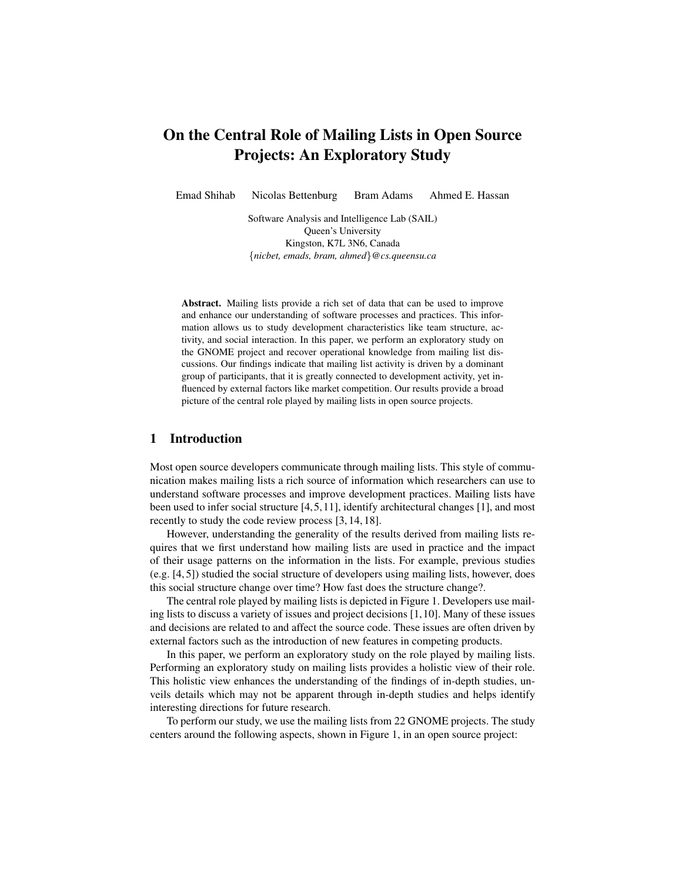# On the Central Role of Mailing Lists in Open Source Projects: An Exploratory Study

Emad Shihab    Nicolas Bettenburg    Bram Adams    Ahmed E. Hassan

Software Analysis and Intelligence Lab (SAIL)
Queen's University
Kingston, K7L 3N6, Canada
{*nicbet, emads, bram, ahmed*}*@cs.queensu.ca*

**Abstract.** Mailing lists provide a rich set of data that can be used to improve and enhance our understanding of software processes and practices. This information allows us to study development characteristics like team structure, activity, and social interaction. In this paper, we perform an exploratory study on the GNOME project and recover operational knowledge from mailing list discussions. Our findings indicate that mailing list activity is driven by a dominant group of participants, that it is greatly connected to development activity, yet influenced by external factors like market competition. Our results provide a broad picture of the central role played by mailing lists in open source projects.

## 1 Introduction

Most open source developers communicate through mailing lists. This style of communication makes mailing lists a rich source of information which researchers can use to understand software processes and improve development practices. Mailing lists have been used to infer social structure [4,5,11], identify architectural changes [1], and most recently to study the code review process [3,14,18].

However, understanding the generality of the results derived from mailing lists requires that we first understand how mailing lists are used in practice and the impact of their usage patterns on the information in the lists. For example, previous studies (e.g. [4,5]) studied the social structure of developers using mailing lists, however, does this social structure change over time? How fast does the structure change?.

The central role played by mailing lists is depicted in Figure 1. Developers use mailing lists to discuss a variety of issues and project decisions [1,10]. Many of these issues and decisions are related to and affect the source code. These issues are often driven by external factors such as the introduction of new features in competing products.

In this paper, we perform an exploratory study on the role played by mailing lists. Performing an exploratory study on mailing lists provides a holistic view of their role. This holistic view enhances the understanding of the findings of in-depth studies, unveils details which may not be apparent through in-depth studies and helps identify interesting directions for future research.

To perform our study, we use the mailing lists from 22 GNOME projects. The study centers around the following aspects, shown in Figure 1, in an open source project: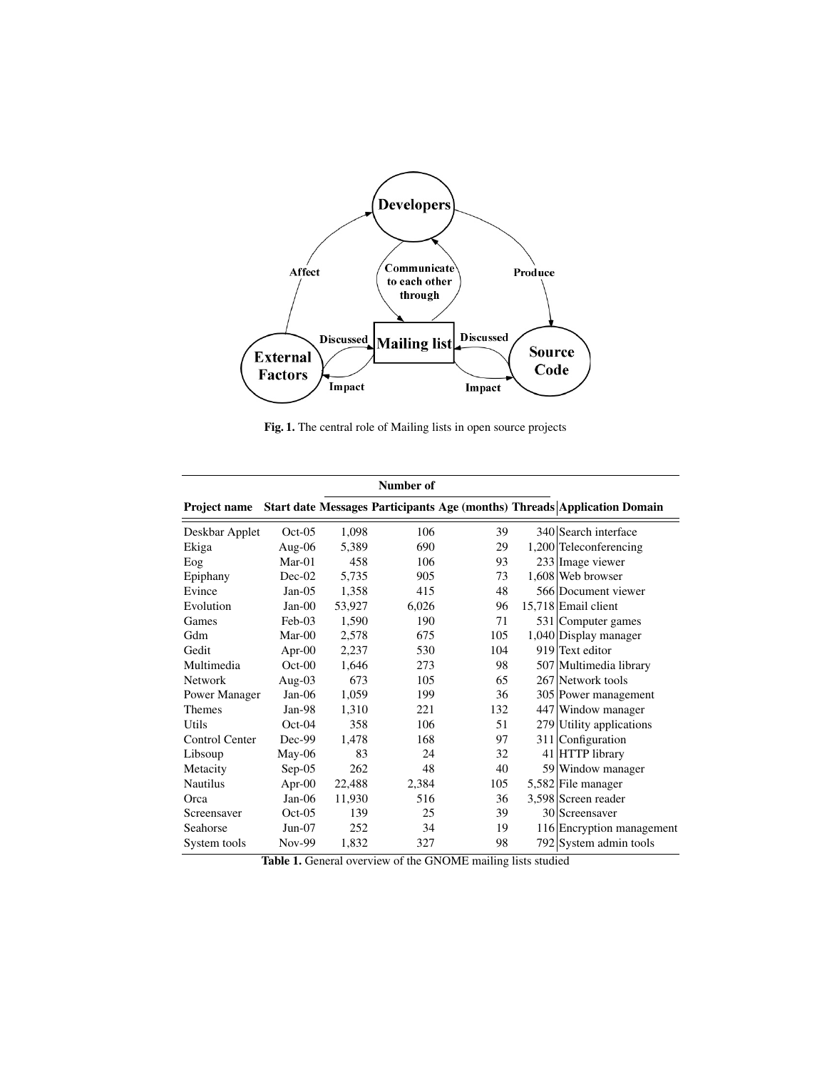**Fig. 1.** The central role of Mailing lists in open source projects

| Project name | Start date | Number of Messages | Participants | Age (months) | Threads | Application Domain |
|---|---|---|---|---|---|---|
| Deskbar Applet | Oct-05 | 1,098 | 106 | 39 | 340 | Search interface |
| Ekiga | Aug-06 | 5,389 | 690 | 29 | 1,200 | Teleconferencing |
| Eog | Mar-01 | 458 | 106 | 93 | 233 | Image viewer |
| Epiphany | Dec-02 | 5,735 | 905 | 73 | 1,608 | Web browser |
| Evince | Jan-05 | 1,358 | 415 | 48 | 566 | Document viewer |
| Evolution | Jan-00 | 53,927 | 6,026 | 96 | 15,718 | Email client |
| Games | Feb-03 | 1,590 | 190 | 71 | 531 | Computer games |
| Gdm | Mar-00 | 2,578 | 675 | 105 | 1,040 | Display manager |
| Gedit | Apr-00 | 2,237 | 530 | 104 | 919 | Text editor |
| Multimedia | Oct-00 | 1,646 | 273 | 98 | 507 | Multimedia library |
| Network | Aug-03 | 673 | 105 | 65 | 267 | Network tools |
| Power Manager | Jan-06 | 1,059 | 199 | 36 | 305 | Power management |
| Themes | Jan-98 | 1,310 | 221 | 132 | 447 | Window manager |
| Utils | Oct-04 | 358 | 106 | 51 | 279 | Utility applications |
| Control Center | Dec-99 | 1,478 | 168 | 97 | 311 | Configuration |
| Libsoup | May-06 | 83 | 24 | 32 | 41 | HTTP library |
| Metacity | Sep-05 | 262 | 48 | 40 | 59 | Window manager |
| Nautilus | Apr-00 | 22,488 | 2,384 | 105 | 5,582 | File manager |
| Orca | Jan-06 | 11,930 | 516 | 36 | 3,598 | Screen reader |
| Screensaver | Oct-05 | 139 | 25 | 39 | 30 | Screensaver |
| Seahorse | Jun-07 | 252 | 34 | 19 | 116 | Encryption management |
| System tools | Nov-99 | 1,832 | 327 | 98 | 792 | System admin tools |

**Table 1.** General overview of the GNOME mailing lists studied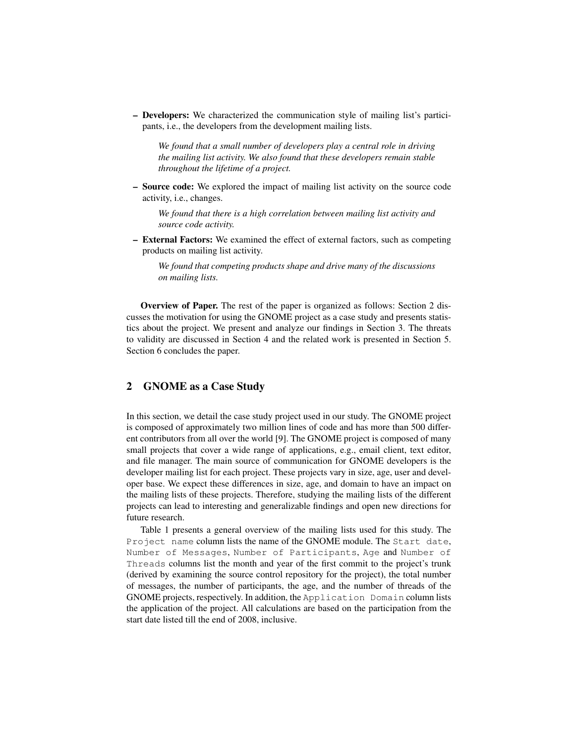- **Developers:** We characterized the communication style of mailing list's participants, i.e., the developers from the development mailing lists.

  > *We found that a small number of developers play a central role in driving the mailing list activity. We also found that these developers remain stable throughout the lifetime of a project.*

- **Source code:** We explored the impact of mailing list activity on the source code activity, i.e., changes.

  > *We found that there is a high correlation between mailing list activity and source code activity.*

- **External Factors:** We examined the effect of external factors, such as competing products on mailing list activity.

  > *We found that competing products shape and drive many of the discussions on mailing lists.*

**Overview of Paper.** The rest of the paper is organized as follows: Section 2 discusses the motivation for using the GNOME project as a case study and presents statistics about the project. We present and analyze our findings in Section 3. The threats to validity are discussed in Section 4 and the related work is presented in Section 5. Section 6 concludes the paper.

## 2 GNOME as a Case Study

In this section, we detail the case study project used in our study. The GNOME project is composed of approximately two million lines of code and has more than 500 different contributors from all over the world [9]. The GNOME project is composed of many small projects that cover a wide range of applications, e.g., email client, text editor, and file manager. The main source of communication for GNOME developers is the developer mailing list for each project. These projects vary in size, age, user and developer base. We expect these differences in size, age, and domain to have an impact on the mailing lists of these projects. Therefore, studying the mailing lists of the different projects can lead to interesting and generalizable findings and open new directions for future research.

Table 1 presents a general overview of the mailing lists used for this study. The `Project name` column lists the name of the GNOME module. The `Start date`, `Number of Messages`, `Number of Participants`, `Age` and `Number of Threads` columns list the month and year of the first commit to the project's trunk (derived by examining the source control repository for the project), the total number of messages, the number of participants, the age, and the number of threads of the GNOME projects, respectively. In addition, the `Application Domain` column lists the application of the project. All calculations are based on the participation from the start date listed till the end of 2008, inclusive.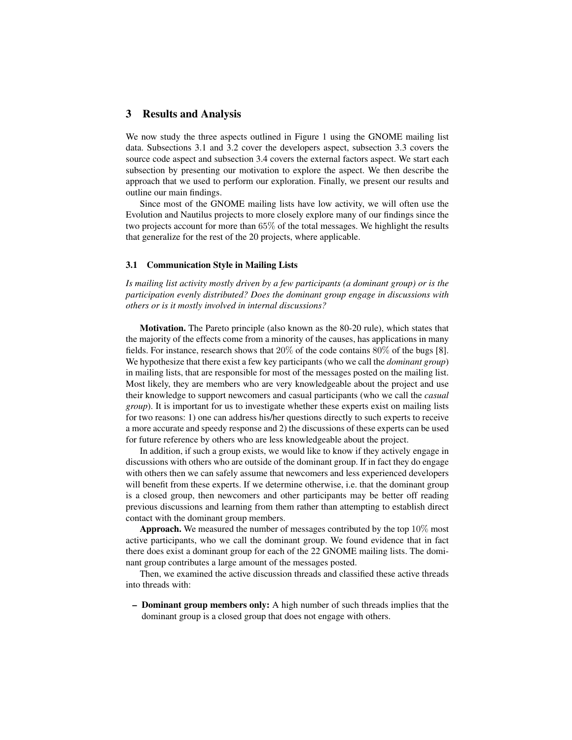## 3 Results and Analysis

We now study the three aspects outlined in Figure 1 using the GNOME mailing list data. Subsections 3.1 and 3.2 cover the developers aspect, subsection 3.3 covers the source code aspect and subsection 3.4 covers the external factors aspect. We start each subsection by presenting our motivation to explore the aspect. We then describe the approach that we used to perform our exploration. Finally, we present our results and outline our main findings.

Since most of the GNOME mailing lists have low activity, we will often use the Evolution and Nautilus projects to more closely explore many of our findings since the two projects account for more than $65\%$ of the total messages. We highlight the results that generalize for the rest of the 20 projects, where applicable.

### 3.1 Communication Style in Mailing Lists

*Is mailing list activity mostly driven by a few participants (a dominant group) or is the participation evenly distributed? Does the dominant group engage in discussions with others or is it mostly involved in internal discussions?*

**Motivation.** The Pareto principle (also known as the 80-20 rule), which states that the majority of the effects come from a minority of the causes, has applications in many fields. For instance, research shows that $20\%$ of the code contains $80\%$ of the bugs [8]. We hypothesize that there exist a few key participants (who we call the *dominant group*) in mailing lists, that are responsible for most of the messages posted on the mailing list. Most likely, they are members who are very knowledgeable about the project and use their knowledge to support newcomers and casual participants (who we call the *casual group*). It is important for us to investigate whether these experts exist on mailing lists for two reasons: 1) one can address his/her questions directly to such experts to receive a more accurate and speedy response and 2) the discussions of these experts can be used for future reference by others who are less knowledgeable about the project.

In addition, if such a group exists, we would like to know if they actively engage in discussions with others who are outside of the dominant group. If in fact they do engage with others then we can safely assume that newcomers and less experienced developers will benefit from these experts. If we determine otherwise, i.e. that the dominant group is a closed group, then newcomers and other participants may be better off reading previous discussions and learning from them rather than attempting to establish direct contact with the dominant group members.

**Approach.** We measured the number of messages contributed by the top $10\%$ most active participants, who we call the dominant group. We found evidence that in fact there does exist a dominant group for each of the 22 GNOME mailing lists. The dominant group contributes a large amount of the messages posted.

Then, we examined the active discussion threads and classified these active threads into threads with:

- **Dominant group members only:** A high number of such threads implies that the dominant group is a closed group that does not engage with others.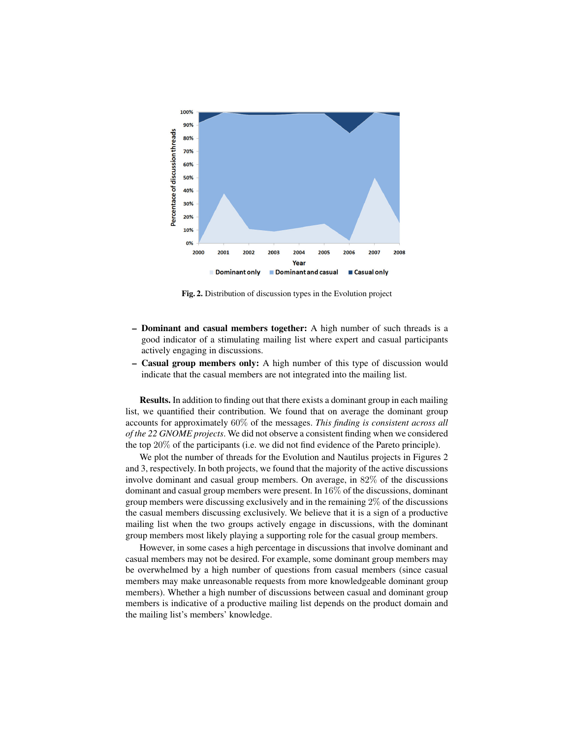Fig. 2. Distribution of discussion types in the Evolution project

- **Dominant and casual members together:** A high number of such threads is a good indicator of a stimulating mailing list where expert and casual participants actively engaging in discussions.
- **Casual group members only:** A high number of this type of discussion would indicate that the casual members are not integrated into the mailing list.

**Results.** In addition to finding out that there exists a dominant group in each mailing list, we quantified their contribution. We found that on average the dominant group accounts for approximately 60% of the messages. *This finding is consistent across all of the 22 GNOME projects*. We did not observe a consistent finding when we considered the top 20% of the participants (i.e. we did not find evidence of the Pareto principle).

We plot the number of threads for the Evolution and Nautilus projects in Figures 2 and 3, respectively. In both projects, we found that the majority of the active discussions involve dominant and casual group members. On average, in 82% of the discussions dominant and casual group members were present. In 16% of the discussions, dominant group members were discussing exclusively and in the remaining 2% of the discussions the casual members discussing exclusively. We believe that it is a sign of a productive mailing list when the two groups actively engage in discussions, with the dominant group members most likely playing a supporting role for the casual group members.

However, in some cases a high percentage in discussions that involve dominant and casual members may not be desired. For example, some dominant group members may be overwhelmed by a high number of questions from casual members (since casual members may make unreasonable requests from more knowledgeable dominant group members). Whether a high number of discussions between casual and dominant group members is indicative of a productive mailing list depends on the product domain and the mailing list's members' knowledge.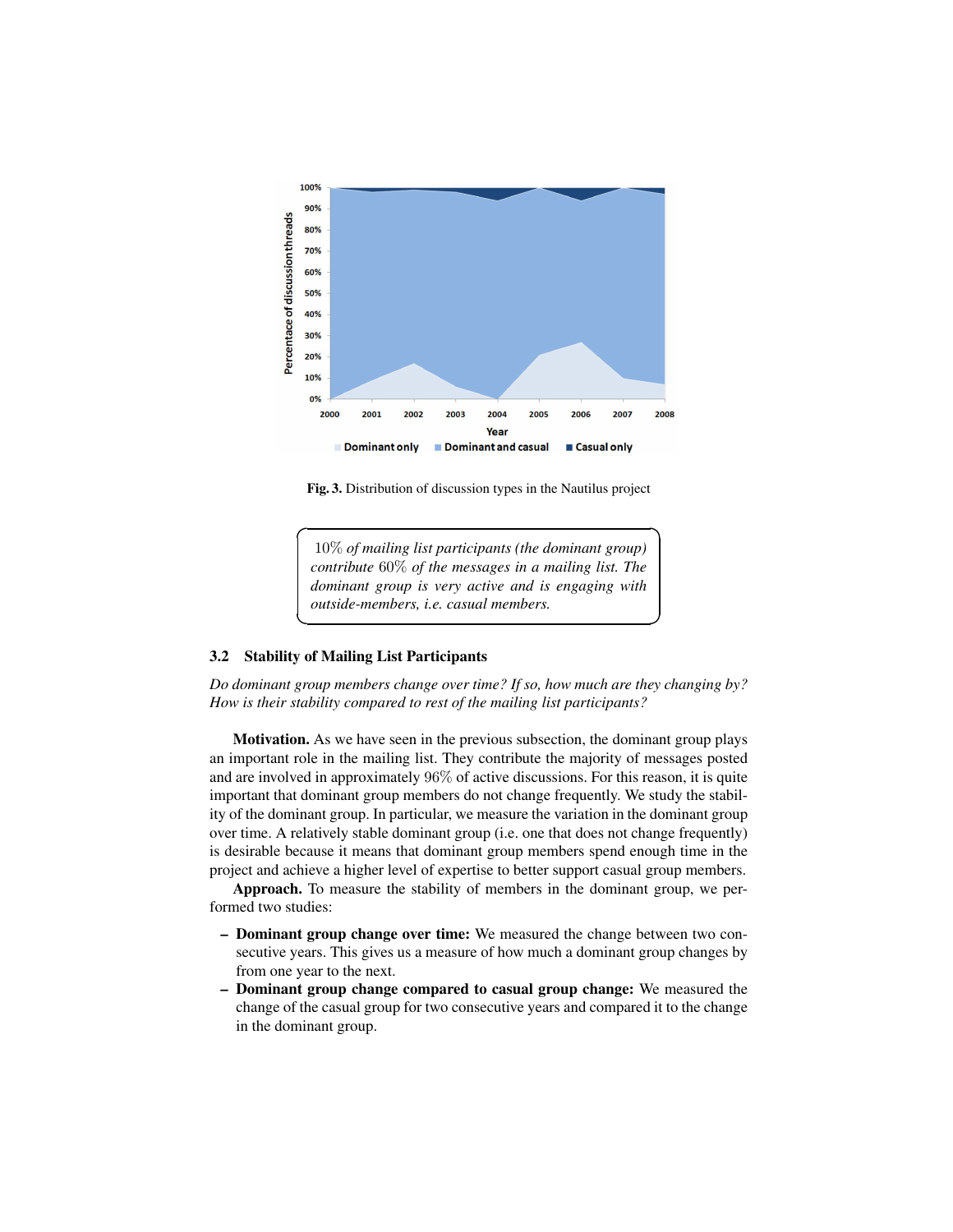**Fig. 3.** Distribution of discussion types in the Nautilus project

> *10% of mailing list participants (the dominant group) contribute 60% of the messages in a mailing list. The dominant group is very active and is engaging with outside-members, i.e. casual members.*

### 3.2 Stability of Mailing List Participants

*Do dominant group members change over time? If so, how much are they changing by? How is their stability compared to rest of the mailing list participants?*

**Motivation.** As we have seen in the previous subsection, the dominant group plays an important role in the mailing list. They contribute the majority of messages posted and are involved in approximately 96% of active discussions. For this reason, it is quite important that dominant group members do not change frequently. We study the stability of the dominant group. In particular, we measure the variation in the dominant group over time. A relatively stable dominant group (i.e. one that does not change frequently) is desirable because it means that dominant group members spend enough time in the project and achieve a higher level of expertise to better support casual group members.

**Approach.** To measure the stability of members in the dominant group, we performed two studies:

- **Dominant group change over time:** We measured the change between two consecutive years. This gives us a measure of how much a dominant group changes by from one year to the next.
- **Dominant group change compared to casual group change:** We measured the change of the casual group for two consecutive years and compared it to the change in the dominant group.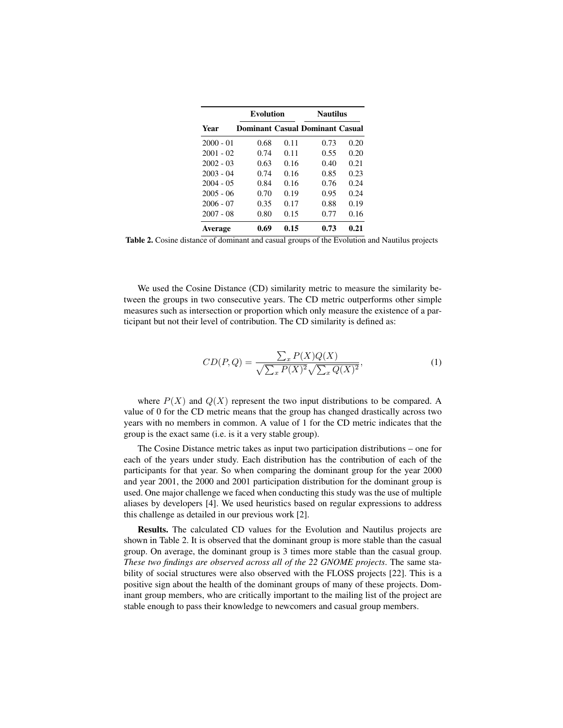| | Evolution | | Nautilus | |
|---|---|---|---|---|
| **Year** | **Dominant** | **Casual** | **Dominant** | **Casual** |
| 2000 - 01 | 0.68 | 0.11 | 0.73 | 0.20 |
| 2001 - 02 | 0.74 | 0.11 | 0.55 | 0.20 |
| 2002 - 03 | 0.63 | 0.16 | 0.40 | 0.21 |
| 2003 - 04 | 0.74 | 0.16 | 0.85 | 0.23 |
| 2004 - 05 | 0.84 | 0.16 | 0.76 | 0.24 |
| 2005 - 06 | 0.70 | 0.19 | 0.95 | 0.24 |
| 2006 - 07 | 0.35 | 0.17 | 0.88 | 0.19 |
| 2007 - 08 | 0.80 | 0.15 | 0.77 | 0.16 |
| **Average** | **0.69** | **0.15** | **0.73** | **0.21** |

**Table 2.** Cosine distance of dominant and casual groups of the Evolution and Nautilus projects

We used the Cosine Distance (CD) similarity metric to measure the similarity between the groups in two consecutive years. The CD metric outperforms other simple measures such as intersection or proportion which only measure the existence of a participant but not their level of contribution. The CD similarity is defined as:

$$CD(P,Q) = \frac{\sum_x P(X)Q(X)}{\sqrt{\sum_x P(X)^2}\sqrt{\sum_x Q(X)^2}}, \tag{1}$$

where $P(X)$ and $Q(X)$ represent the two input distributions to be compared. A value of 0 for the CD metric means that the group has changed drastically across two years with no members in common. A value of 1 for the CD metric indicates that the group is the exact same (i.e. is it a very stable group).

The Cosine Distance metric takes as input two participation distributions – one for each of the years under study. Each distribution has the contribution of each of the participants for that year. So when comparing the dominant group for the year 2000 and year 2001, the 2000 and 2001 participation distribution for the dominant group is used. One major challenge we faced when conducting this study was the use of multiple aliases by developers [4]. We used heuristics based on regular expressions to address this challenge as detailed in our previous work [2].

**Results.** The calculated CD values for the Evolution and Nautilus projects are shown in Table 2. It is observed that the dominant group is more stable than the casual group. On average, the dominant group is 3 times more stable than the casual group. *These two findings are observed across all of the 22 GNOME projects*. The same stability of social structures were also observed with the FLOSS projects [22]. This is a positive sign about the health of the dominant groups of many of these projects. Dominant group members, who are critically important to the mailing list of the project are stable enough to pass their knowledge to newcomers and casual group members.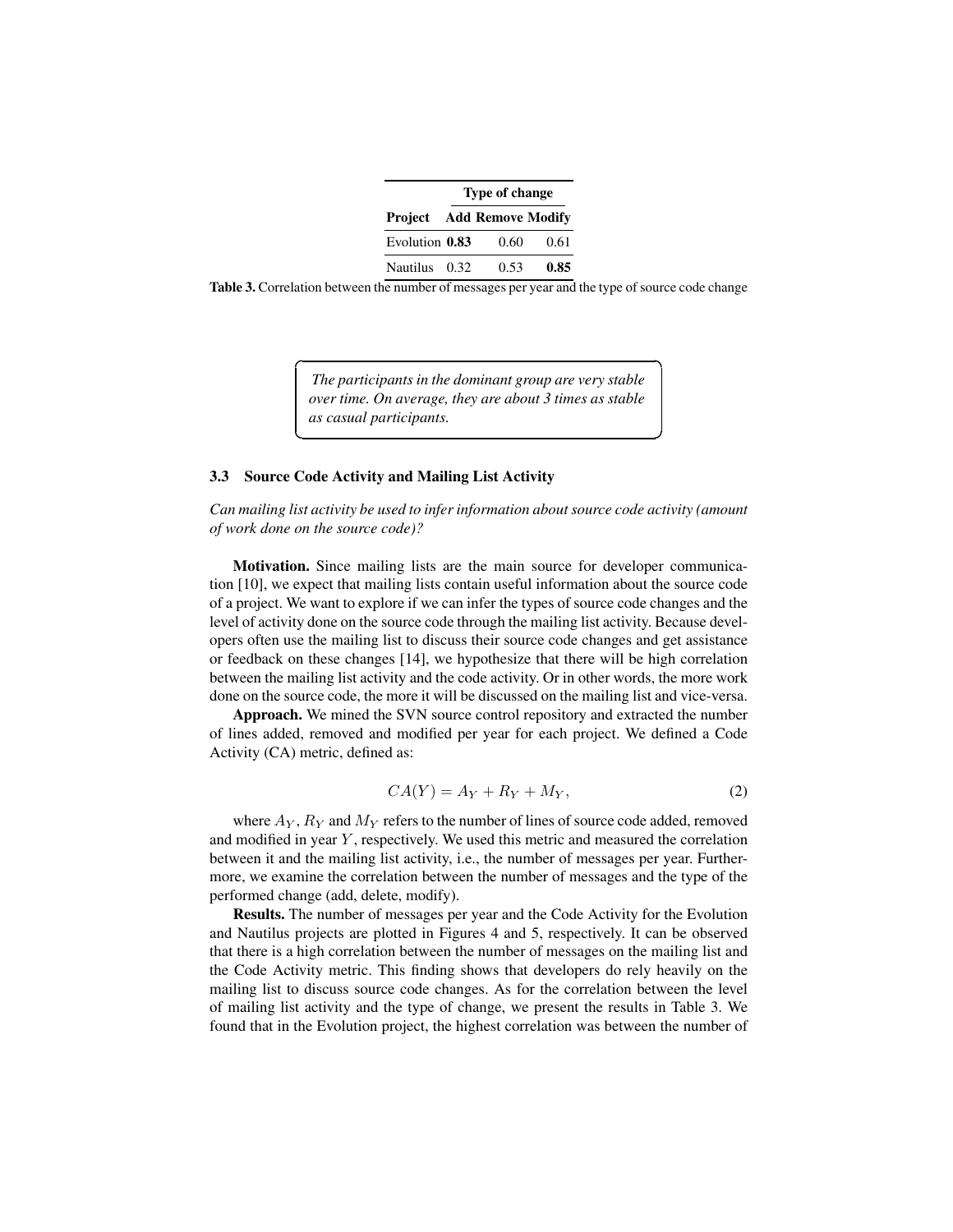| | Type of change | | |
|---|---|---|---|
| Project | Add | Remove | Modify |
| Evolution | **0.83** | 0.60 | 0.61 |
| Nautilus | 0.32 | 0.53 | **0.85** |

**Table 3.** Correlation between the number of messages per year and the type of source code change

> *The participants in the dominant group are very stable over time. On average, they are about 3 times as stable as casual participants.*

### 3.3 Source Code Activity and Mailing List Activity

*Can mailing list activity be used to infer information about source code activity (amount of work done on the source code)?*

**Motivation.** Since mailing lists are the main source for developer communication [10], we expect that mailing lists contain useful information about the source code of a project. We want to explore if we can infer the types of source code changes and the level of activity done on the source code through the mailing list activity. Because developers often use the mailing list to discuss their source code changes and get assistance or feedback on these changes [14], we hypothesize that there will be high correlation between the mailing list activity and the code activity. Or in other words, the more work done on the source code, the more it will be discussed on the mailing list and vice-versa.

**Approach.** We mined the SVN source control repository and extracted the number of lines added, removed and modified per year for each project. We defined a Code Activity (CA) metric, defined as:

$$CA(Y) = A_Y + R_Y + M_Y, \tag{2}$$

where $A_Y$, $R_Y$ and $M_Y$ refers to the number of lines of source code added, removed and modified in year $Y$, respectively. We used this metric and measured the correlation between it and the mailing list activity, i.e., the number of messages per year. Furthermore, we examine the correlation between the number of messages and the type of the performed change (add, delete, modify).

**Results.** The number of messages per year and the Code Activity for the Evolution and Nautilus projects are plotted in Figures 4 and 5, respectively. It can be observed that there is a high correlation between the number of messages on the mailing list and the Code Activity metric. This finding shows that developers do rely heavily on the mailing list to discuss source code changes. As for the correlation between the level of mailing list activity and the type of change, we present the results in Table 3. We found that in the Evolution project, the highest correlation was between the number of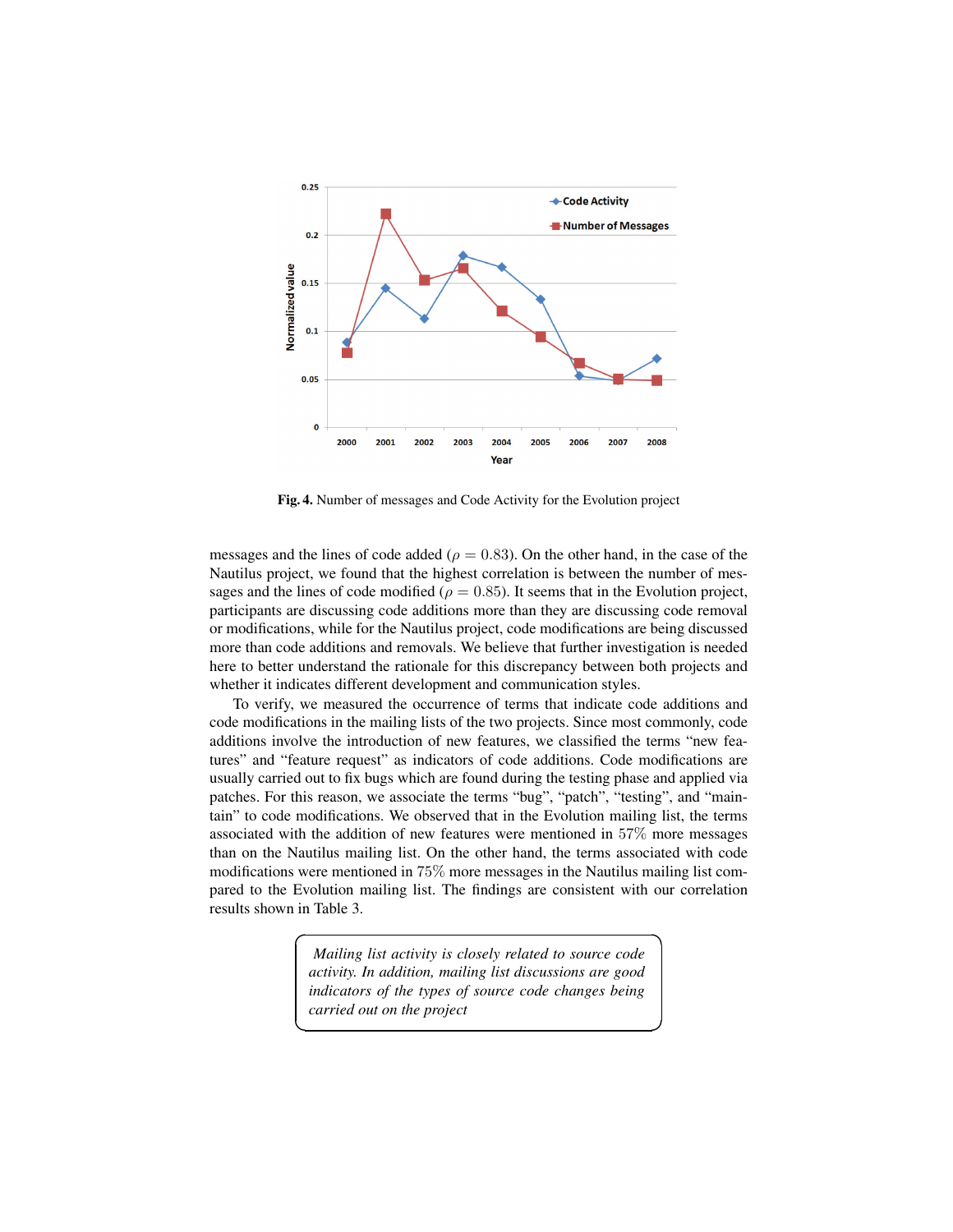Fig. 4. Number of messages and Code Activity for the Evolution project

messages and the lines of code added ($\rho = 0.83$). On the other hand, in the case of the Nautilus project, we found that the highest correlation is between the number of messages and the lines of code modified ($\rho = 0.85$). It seems that in the Evolution project, participants are discussing code additions more than they are discussing code removal or modifications, while for the Nautilus project, code modifications are being discussed more than code additions and removals. We believe that further investigation is needed here to better understand the rationale for this discrepancy between both projects and whether it indicates different development and communication styles.

To verify, we measured the occurrence of terms that indicate code additions and code modifications in the mailing lists of the two projects. Since most commonly, code additions involve the introduction of new features, we classified the terms "new features" and "feature request" as indicators of code additions. Code modifications are usually carried out to fix bugs which are found during the testing phase and applied via patches. For this reason, we associate the terms "bug", "patch", "testing", and "maintain" to code modifications. We observed that in the Evolution mailing list, the terms associated with the addition of new features were mentioned in $57\%$ more messages than on the Nautilus mailing list. On the other hand, the terms associated with code modifications were mentioned in $75\%$ more messages in the Nautilus mailing list compared to the Evolution mailing list. The findings are consistent with our correlation results shown in Table 3.

> *Mailing list activity is closely related to source code activity. In addition, mailing list discussions are good indicators of the types of source code changes being carried out on the project*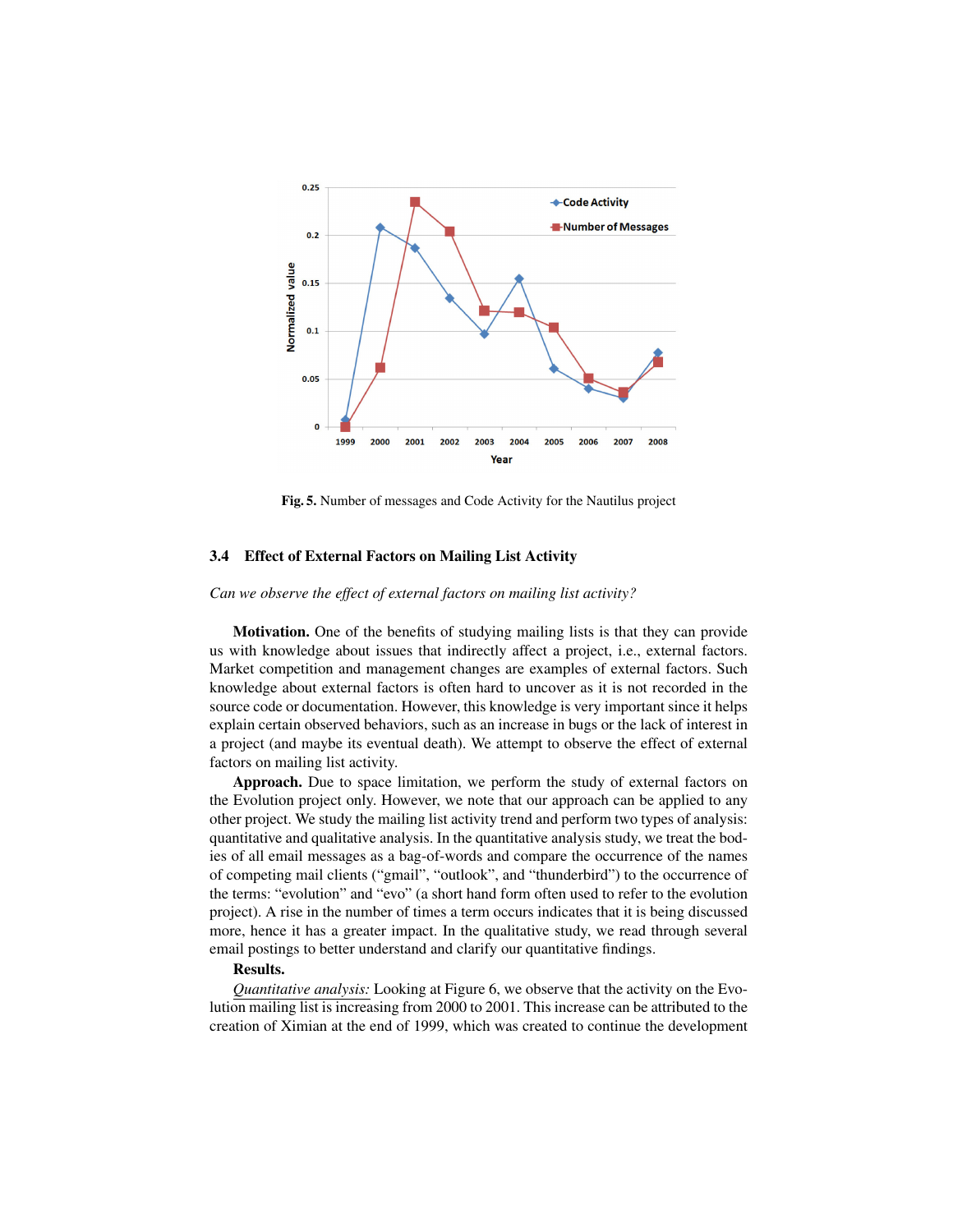0.25
0.2
0.15
0.1
0.05
0

Normalized value

1999 2000 2001 2002 2003 2004 2005 2006 2007 2008

Year

Code Activity

Number of Messages

**Fig. 5.** Number of messages and Code Activity for the Nautilus project

### 3.4 Effect of External Factors on Mailing List Activity

*Can we observe the effect of external factors on mailing list activity?*

**Motivation.** One of the benefits of studying mailing lists is that they can provide us with knowledge about issues that indirectly affect a project, i.e., external factors. Market competition and management changes are examples of external factors. Such knowledge about external factors is often hard to uncover as it is not recorded in the source code or documentation. However, this knowledge is very important since it helps explain certain observed behaviors, such as an increase in bugs or the lack of interest in a project (and maybe its eventual death). We attempt to observe the effect of external factors on mailing list activity.

**Approach.** Due to space limitation, we perform the study of external factors on the Evolution project only. However, we note that our approach can be applied to any other project. We study the mailing list activity trend and perform two types of analysis: quantitative and qualitative analysis. In the quantitative analysis study, we treat the bodies of all email messages as a bag-of-words and compare the occurrence of the names of competing mail clients ("gmail", "outlook", and "thunderbird") to the occurrence of the terms: "evolution" and "evo" (a short hand form often used to refer to the evolution project). A rise in the number of times a term occurs indicates that it is being discussed more, hence it has a greater impact. In the qualitative study, we read through several email postings to better understand and clarify our quantitative findings.

**Results.**

*Quantitative analysis:* Looking at Figure 6, we observe that the activity on the Evolution mailing list is increasing from 2000 to 2001. This increase can be attributed to the creation of Ximian at the end of 1999, which was created to continue the development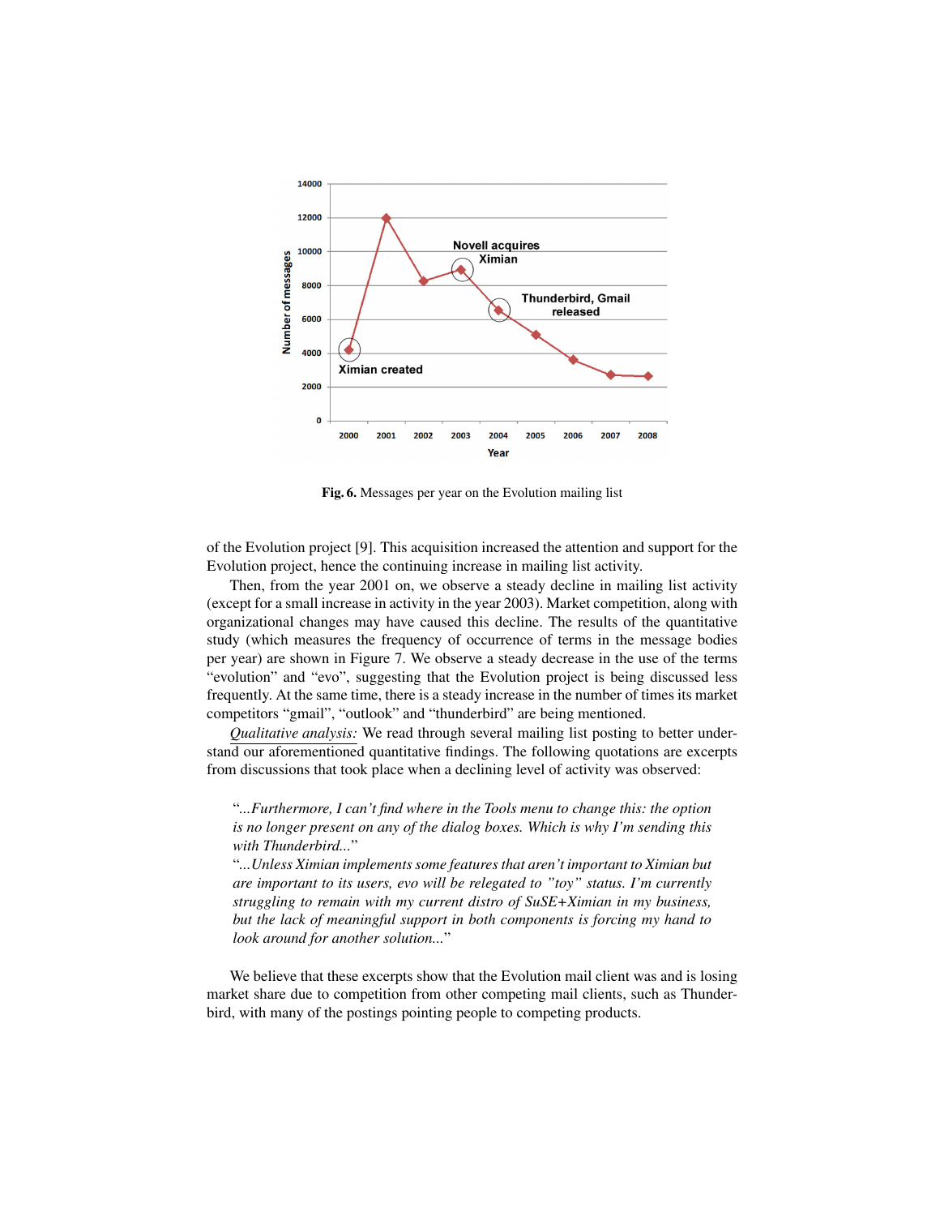14000
12000
10000
8000
6000
4000
2000
0

Number of messages

2000 2001 2002 2003 2004 2005 2006 2007 2008

Year

Novell acquires Ximian

Thunderbird, Gmail released

Ximian created

**Fig. 6.** Messages per year on the Evolution mailing list

of the Evolution project [9]. This acquisition increased the attention and support for the Evolution project, hence the continuing increase in mailing list activity.

Then, from the year 2001 on, we observe a steady decline in mailing list activity (except for a small increase in activity in the year 2003). Market competition, along with organizational changes may have caused this decline. The results of the quantitative study (which measures the frequency of occurrence of terms in the message bodies per year) are shown in Figure 7. We observe a steady decrease in the use of the terms "evolution" and "evo", suggesting that the Evolution project is being discussed less frequently. At the same time, there is a steady increase in the number of times its market competitors "gmail", "outlook" and "thunderbird" are being mentioned.

*Qualitative analysis:* We read through several mailing list posting to better understand our aforementioned quantitative findings. The following quotations are excerpts from discussions that took place when a declining level of activity was observed:

> "*...Furthermore, I can't find where in the Tools menu to change this: the option is no longer present on any of the dialog boxes. Which is why I'm sending this with Thunderbird...*"
> "*...Unless Ximian implements some features that aren't important to Ximian but are important to its users, evo will be relegated to "toy" status. I'm currently struggling to remain with my current distro of SuSE+Ximian in my business, but the lack of meaningful support in both components is forcing my hand to look around for another solution...*"

We believe that these excerpts show that the Evolution mail client was and is losing market share due to competition from other competing mail clients, such as Thunderbird, with many of the postings pointing people to competing products.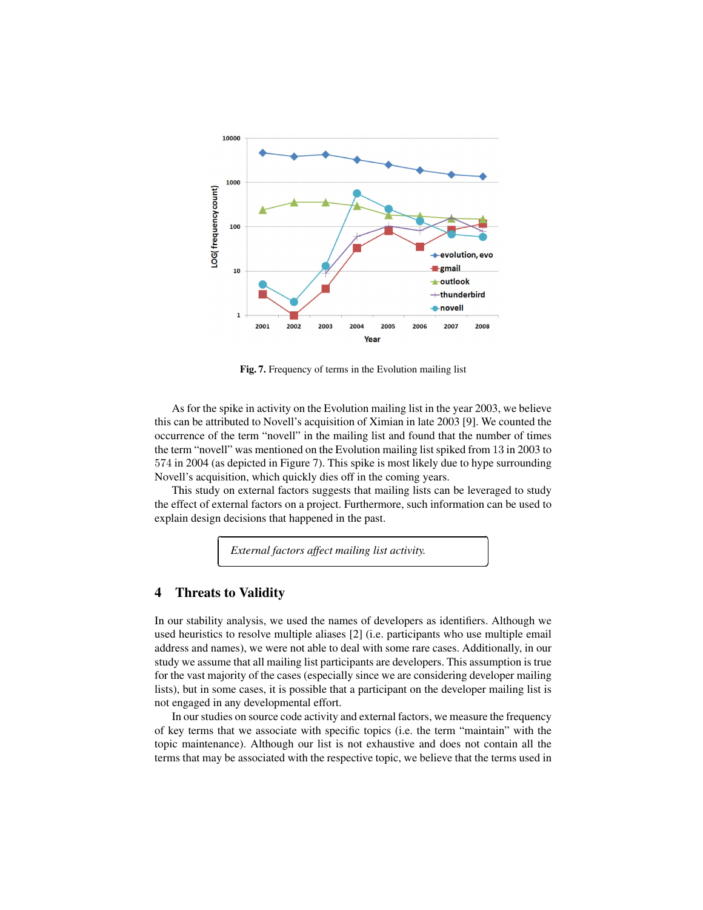Fig. 7. Frequency of terms in the Evolution mailing list

As for the spike in activity on the Evolution mailing list in the year 2003, we believe this can be attributed to Novell's acquisition of Ximian in late 2003 [9]. We counted the occurrence of the term "novell" in the mailing list and found that the number of times the term "novell" was mentioned on the Evolution mailing list spiked from 13 in 2003 to 574 in 2004 (as depicted in Figure 7). This spike is most likely due to hype surrounding Novell's acquisition, which quickly dies off in the coming years.

This study on external factors suggests that mailing lists can be leveraged to study the effect of external factors on a project. Furthermore, such information can be used to explain design decisions that happened in the past.

> *External factors affect mailing list activity.*

## 4 Threats to Validity

In our stability analysis, we used the names of developers as identifiers. Although we used heuristics to resolve multiple aliases [2] (i.e. participants who use multiple email address and names), we were not able to deal with some rare cases. Additionally, in our study we assume that all mailing list participants are developers. This assumption is true for the vast majority of the cases (especially since we are considering developer mailing lists), but in some cases, it is possible that a participant on the developer mailing list is not engaged in any developmental effort.

In our studies on source code activity and external factors, we measure the frequency of key terms that we associate with specific topics (i.e. the term "maintain" with the topic maintenance). Although our list is not exhaustive and does not contain all the terms that may be associated with the respective topic, we believe that the terms used in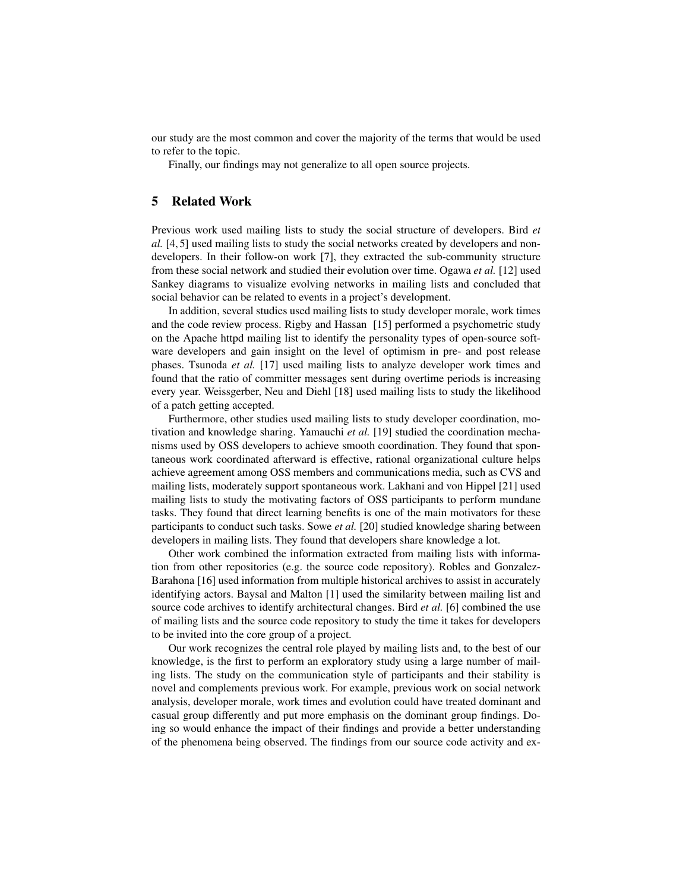our study are the most common and cover the majority of the terms that would be used to refer to the topic.

Finally, our findings may not generalize to all open source projects.

## 5 Related Work

Previous work used mailing lists to study the social structure of developers. Bird *et al.* [4, 5] used mailing lists to study the social networks created by developers and non-developers. In their follow-on work [7], they extracted the sub-community structure from these social network and studied their evolution over time. Ogawa *et al.* [12] used Sankey diagrams to visualize evolving networks in mailing lists and concluded that social behavior can be related to events in a project's development.

In addition, several studies used mailing lists to study developer morale, work times and the code review process. Rigby and Hassan [15] performed a psychometric study on the Apache httpd mailing list to identify the personality types of open-source software developers and gain insight on the level of optimism in pre- and post release phases. Tsunoda *et al.* [17] used mailing lists to analyze developer work times and found that the ratio of committer messages sent during overtime periods is increasing every year. Weissgerber, Neu and Diehl [18] used mailing lists to study the likelihood of a patch getting accepted.

Furthermore, other studies used mailing lists to study developer coordination, motivation and knowledge sharing. Yamauchi *et al.* [19] studied the coordination mechanisms used by OSS developers to achieve smooth coordination. They found that spontaneous work coordinated afterward is effective, rational organizational culture helps achieve agreement among OSS members and communications media, such as CVS and mailing lists, moderately support spontaneous work. Lakhani and von Hippel [21] used mailing lists to study the motivating factors of OSS participants to perform mundane tasks. They found that direct learning benefits is one of the main motivators for these participants to conduct such tasks. Sowe *et al.* [20] studied knowledge sharing between developers in mailing lists. They found that developers share knowledge a lot.

Other work combined the information extracted from mailing lists with information from other repositories (e.g. the source code repository). Robles and Gonzalez-Barahona [16] used information from multiple historical archives to assist in accurately identifying actors. Baysal and Malton [1] used the similarity between mailing list and source code archives to identify architectural changes. Bird *et al.* [6] combined the use of mailing lists and the source code repository to study the time it takes for developers to be invited into the core group of a project.

Our work recognizes the central role played by mailing lists and, to the best of our knowledge, is the first to perform an exploratory study using a large number of mailing lists. The study on the communication style of participants and their stability is novel and complements previous work. For example, previous work on social network analysis, developer morale, work times and evolution could have treated dominant and casual group differently and put more emphasis on the dominant group findings. Doing so would enhance the impact of their findings and provide a better understanding of the phenomena being observed. The findings from our source code activity and ex-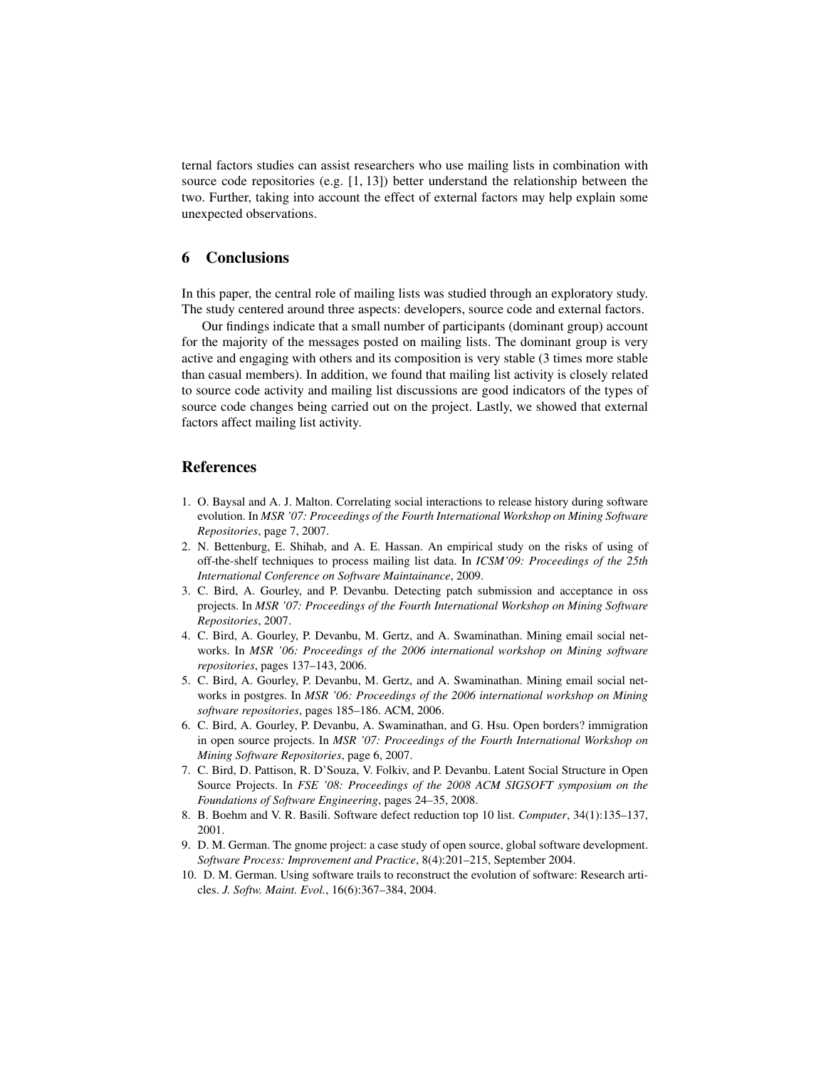ternal factors studies can assist researchers who use mailing lists in combination with source code repositories (e.g. [1, 13]) better understand the relationship between the two. Further, taking into account the effect of external factors may help explain some unexpected observations.

## 6 Conclusions

In this paper, the central role of mailing lists was studied through an exploratory study. The study centered around three aspects: developers, source code and external factors.

Our findings indicate that a small number of participants (dominant group) account for the majority of the messages posted on mailing lists. The dominant group is very active and engaging with others and its composition is very stable (3 times more stable than casual members). In addition, we found that mailing list activity is closely related to source code activity and mailing list discussions are good indicators of the types of source code changes being carried out on the project. Lastly, we showed that external factors affect mailing list activity.

## References

1. O. Baysal and A. J. Malton. Correlating social interactions to release history during software evolution. In *MSR '07: Proceedings of the Fourth International Workshop on Mining Software Repositories*, page 7, 2007.
2. N. Bettenburg, E. Shihab, and A. E. Hassan. An empirical study on the risks of using of off-the-shelf techniques to process mailing list data. In *ICSM'09: Proceedings of the 25th International Conference on Software Maintainance*, 2009.
3. C. Bird, A. Gourley, and P. Devanbu. Detecting patch submission and acceptance in oss projects. In *MSR '07: Proceedings of the Fourth International Workshop on Mining Software Repositories*, 2007.
4. C. Bird, A. Gourley, P. Devanbu, M. Gertz, and A. Swaminathan. Mining email social networks. In *MSR '06: Proceedings of the 2006 international workshop on Mining software repositories*, pages 137–143, 2006.
5. C. Bird, A. Gourley, P. Devanbu, M. Gertz, and A. Swaminathan. Mining email social networks in postgres. In *MSR '06: Proceedings of the 2006 international workshop on Mining software repositories*, pages 185–186. ACM, 2006.
6. C. Bird, A. Gourley, P. Devanbu, A. Swaminathan, and G. Hsu. Open borders? immigration in open source projects. In *MSR '07: Proceedings of the Fourth International Workshop on Mining Software Repositories*, page 6, 2007.
7. C. Bird, D. Pattison, R. D'Souza, V. Folkiv, and P. Devanbu. Latent Social Structure in Open Source Projects. In *FSE '08: Proceedings of the 2008 ACM SIGSOFT symposium on the Foundations of Software Engineering*, pages 24–35, 2008.
8. B. Boehm and V. R. Basili. Software defect reduction top 10 list. *Computer*, 34(1):135–137, 2001.
9. D. M. German. The gnome project: a case study of open source, global software development. *Software Process: Improvement and Practice*, 8(4):201–215, September 2004.
10. D. M. German. Using software trails to reconstruct the evolution of software: Research articles. *J. Softw. Maint. Evol.*, 16(6):367–384, 2004.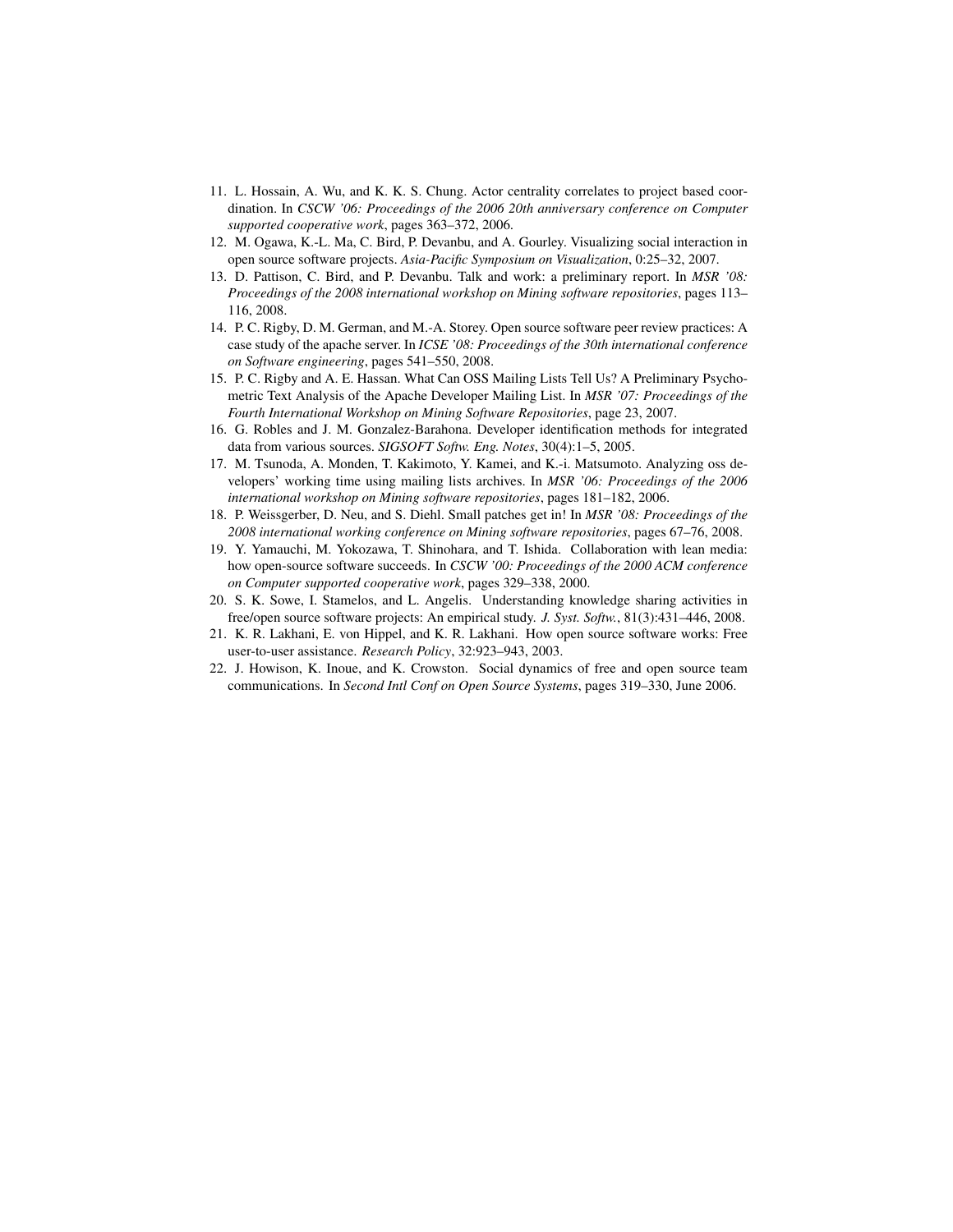11. L. Hossain, A. Wu, and K. K. S. Chung. Actor centrality correlates to project based coordination. In *CSCW '06: Proceedings of the 2006 20th anniversary conference on Computer supported cooperative work*, pages 363–372, 2006.
12. M. Ogawa, K.-L. Ma, C. Bird, P. Devanbu, and A. Gourley. Visualizing social interaction in open source software projects. *Asia-Pacific Symposium on Visualization*, 0:25–32, 2007.
13. D. Pattison, C. Bird, and P. Devanbu. Talk and work: a preliminary report. In *MSR '08: Proceedings of the 2008 international workshop on Mining software repositories*, pages 113–116, 2008.
14. P. C. Rigby, D. M. German, and M.-A. Storey. Open source software peer review practices: A case study of the apache server. In *ICSE '08: Proceedings of the 30th international conference on Software engineering*, pages 541–550, 2008.
15. P. C. Rigby and A. E. Hassan. What Can OSS Mailing Lists Tell Us? A Preliminary Psychometric Text Analysis of the Apache Developer Mailing List. In *MSR '07: Proceedings of the Fourth International Workshop on Mining Software Repositories*, page 23, 2007.
16. G. Robles and J. M. Gonzalez-Barahona. Developer identification methods for integrated data from various sources. *SIGSOFT Softw. Eng. Notes*, 30(4):1–5, 2005.
17. M. Tsunoda, A. Monden, T. Kakimoto, Y. Kamei, and K.-i. Matsumoto. Analyzing oss developers' working time using mailing lists archives. In *MSR '06: Proceedings of the 2006 international workshop on Mining software repositories*, pages 181–182, 2006.
18. P. Weissgerber, D. Neu, and S. Diehl. Small patches get in! In *MSR '08: Proceedings of the 2008 international working conference on Mining software repositories*, pages 67–76, 2008.
19. Y. Yamauchi, M. Yokozawa, T. Shinohara, and T. Ishida. Collaboration with lean media: how open-source software succeeds. In *CSCW '00: Proceedings of the 2000 ACM conference on Computer supported cooperative work*, pages 329–338, 2000.
20. S. K. Sowe, I. Stamelos, and L. Angelis. Understanding knowledge sharing activities in free/open source software projects: An empirical study. *J. Syst. Softw.*, 81(3):431–446, 2008.
21. K. R. Lakhani, E. von Hippel, and K. R. Lakhani. How open source software works: Free user-to-user assistance. *Research Policy*, 32:923–943, 2003.
22. J. Howison, K. Inoue, and K. Crowston. Social dynamics of free and open source team communications. In *Second Intl Conf on Open Source Systems*, pages 319–330, June 2006.